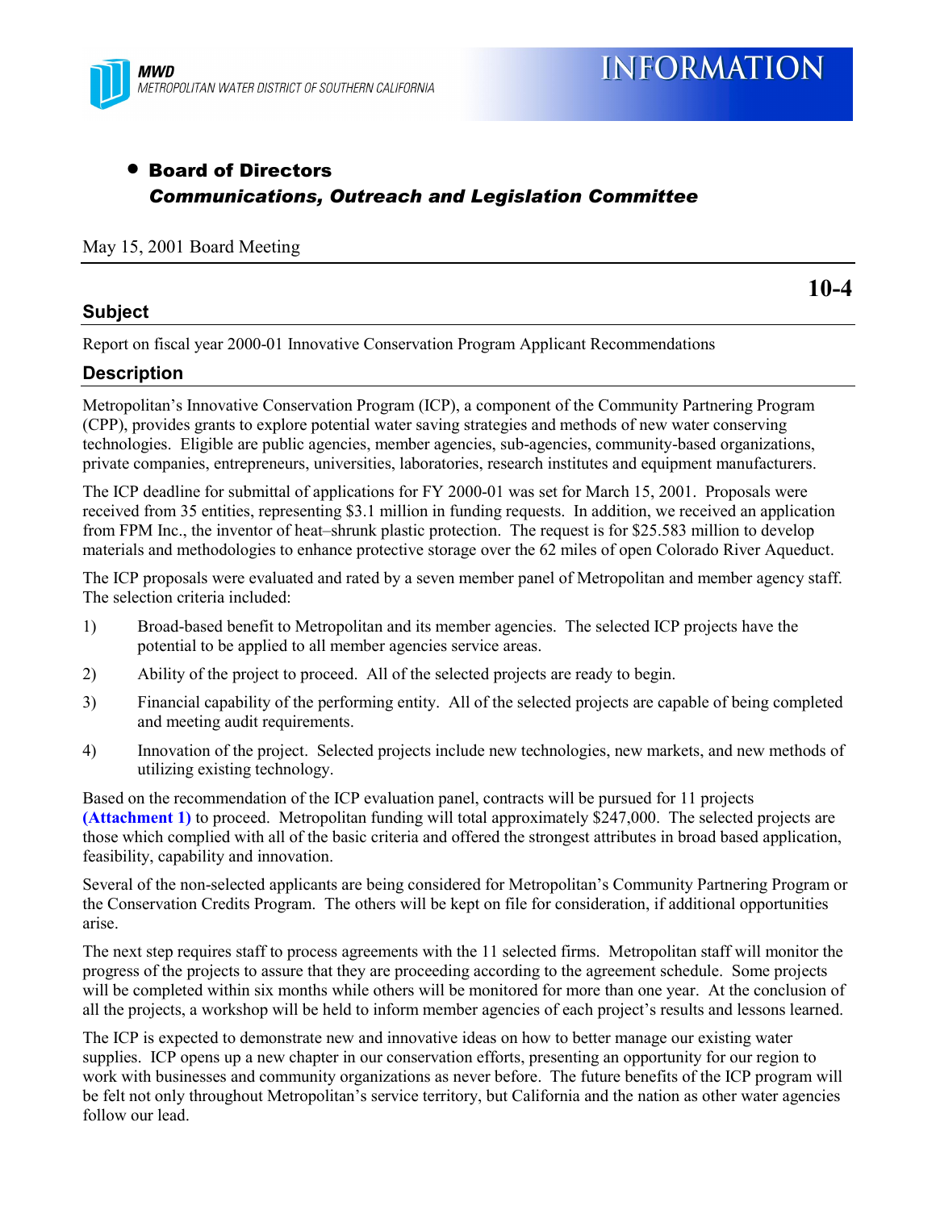MWD
METROPOLITAN WATER DISTRICT OF SOUTHERN CALIFORNIA

# INFORMATION

- **Board of Directors**
  ***Communications, Outreach and Legislation Committee***

May 15, 2001 Board Meeting

**10-4**

## Subject

Report on fiscal year 2000-01 Innovative Conservation Program Applicant Recommendations

## Description

Metropolitan's Innovative Conservation Program (ICP), a component of the Community Partnering Program (CPP), provides grants to explore potential water saving strategies and methods of new water conserving technologies. Eligible are public agencies, member agencies, sub-agencies, community-based organizations, private companies, entrepreneurs, universities, laboratories, research institutes and equipment manufacturers.

The ICP deadline for submittal of applications for FY 2000-01 was set for March 15, 2001. Proposals were received from 35 entities, representing $3.1 million in funding requests. In addition, we received an application from FPM Inc., the inventor of heat–shrunk plastic protection. The request is for $25.583 million to develop materials and methodologies to enhance protective storage over the 62 miles of open Colorado River Aqueduct.

The ICP proposals were evaluated and rated by a seven member panel of Metropolitan and member agency staff. The selection criteria included:

1) Broad-based benefit to Metropolitan and its member agencies. The selected ICP projects have the potential to be applied to all member agencies service areas.
2) Ability of the project to proceed. All of the selected projects are ready to begin.
3) Financial capability of the performing entity. All of the selected projects are capable of being completed and meeting audit requirements.
4) Innovation of the project. Selected projects include new technologies, new markets, and new methods of utilizing existing technology.

Based on the recommendation of the ICP evaluation panel, contracts will be pursued for 11 projects **(Attachment 1)** to proceed. Metropolitan funding will total approximately $247,000. The selected projects are those which complied with all of the basic criteria and offered the strongest attributes in broad based application, feasibility, capability and innovation.

Several of the non-selected applicants are being considered for Metropolitan's Community Partnering Program or the Conservation Credits Program. The others will be kept on file for consideration, if additional opportunities arise.

The next step requires staff to process agreements with the 11 selected firms. Metropolitan staff will monitor the progress of the projects to assure that they are proceeding according to the agreement schedule. Some projects will be completed within six months while others will be monitored for more than one year. At the conclusion of all the projects, a workshop will be held to inform member agencies of each project's results and lessons learned.

The ICP is expected to demonstrate new and innovative ideas on how to better manage our existing water supplies. ICP opens up a new chapter in our conservation efforts, presenting an opportunity for our region to work with businesses and community organizations as never before. The future benefits of the ICP program will be felt not only throughout Metropolitan's service territory, but California and the nation as other water agencies follow our lead.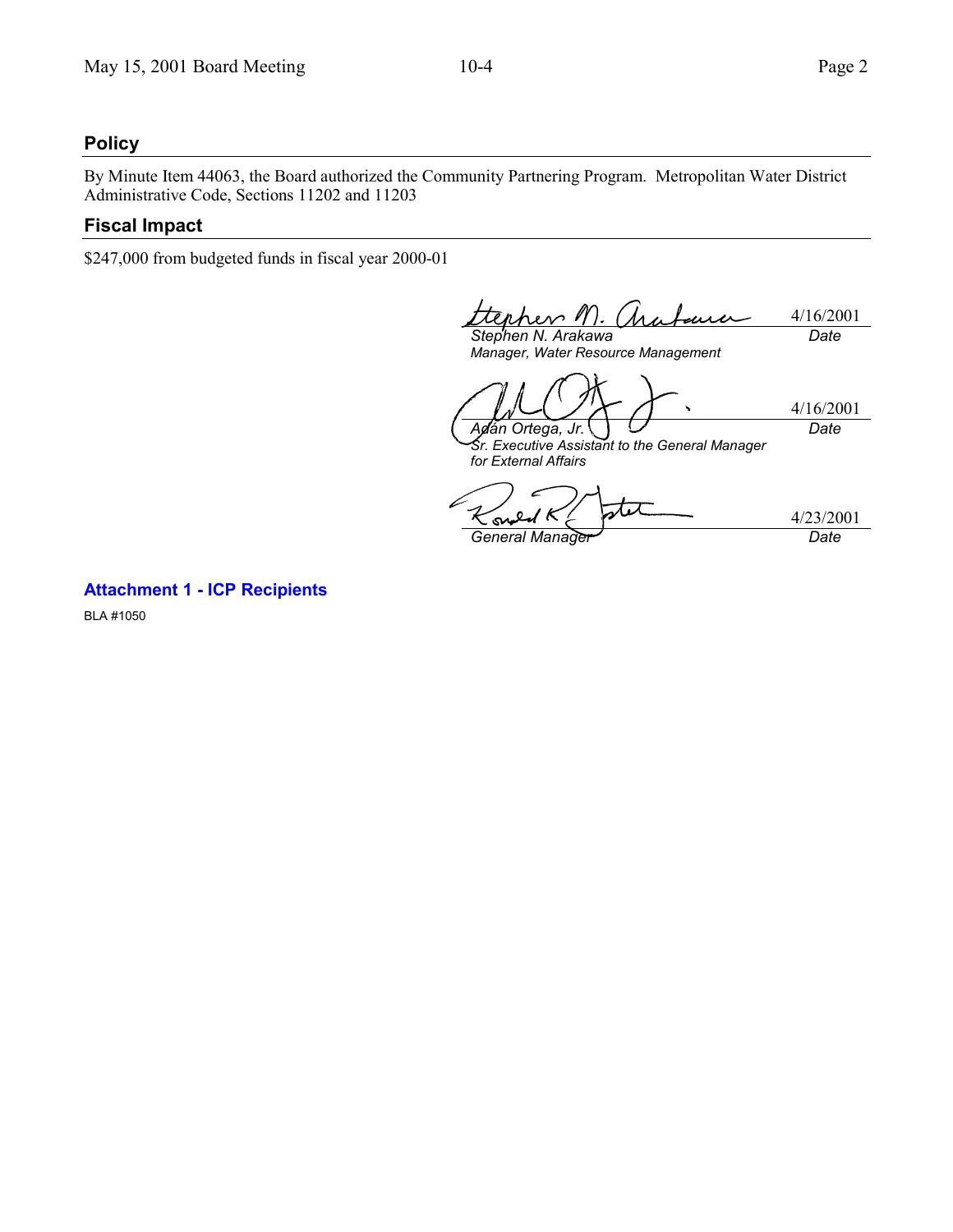## Policy

By Minute Item 44063, the Board authorized the Community Partnering Program. Metropolitan Water District Administrative Code, Sections 11202 and 11203

## Fiscal Impact

$247,000 from budgeted funds in fiscal year 2000-01

| | |
|---|---|
| *Stephen N. Arakawa*<br>*Manager, Water Resource Management* | 4/16/2001<br>*Date* |
| *Adán Ortega, Jr.*<br>*Sr. Executive Assistant to the General Manager for External Affairs* | 4/16/2001<br>*Date* |
| *General Manager* | 4/23/2001<br>*Date* |

**Attachment 1 - ICP Recipients**

BLA #1050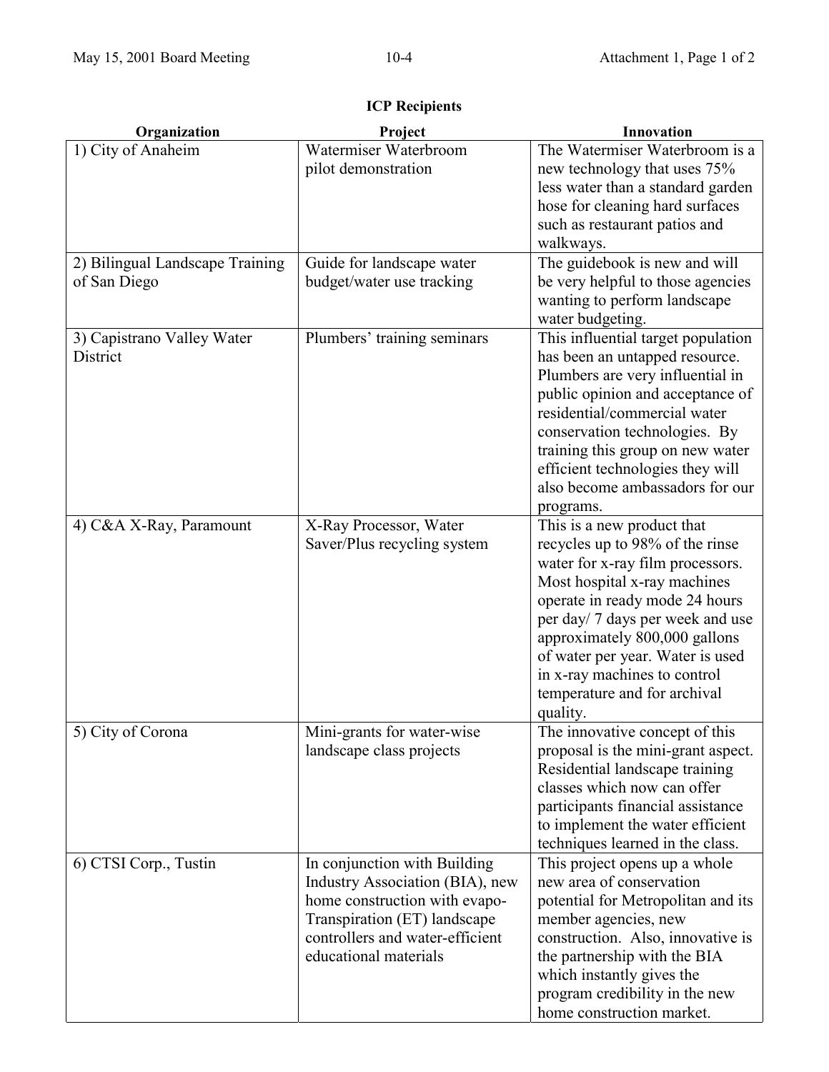## ICP Recipients

| Organization | Project | Innovation |
|---|---|---|
| 1) City of Anaheim | Watermiser Waterbroom pilot demonstration | The Watermiser Waterbroom is a new technology that uses 75% less water than a standard garden hose for cleaning hard surfaces such as restaurant patios and walkways. |
| 2) Bilingual Landscape Training of San Diego | Guide for landscape water budget/water use tracking | The guidebook is new and will be very helpful to those agencies wanting to perform landscape water budgeting. |
| 3) Capistrano Valley Water District | Plumbers' training seminars | This influential target population has been an untapped resource. Plumbers are very influential in public opinion and acceptance of residential/commercial water conservation technologies. By training this group on new water efficient technologies they will also become ambassadors for our programs. |
| 4) C&A X-Ray, Paramount | X-Ray Processor, Water Saver/Plus recycling system | This is a new product that recycles up to 98% of the rinse water for x-ray film processors. Most hospital x-ray machines operate in ready mode 24 hours per day/ 7 days per week and use approximately 800,000 gallons of water per year. Water is used in x-ray machines to control temperature and for archival quality. |
| 5) City of Corona | Mini-grants for water-wise landscape class projects | The innovative concept of this proposal is the mini-grant aspect. Residential landscape training classes which now can offer participants financial assistance to implement the water efficient techniques learned in the class. |
| 6) CTSI Corp., Tustin | In conjunction with Building Industry Association (BIA), new home construction with evapo-Transpiration (ET) landscape controllers and water-efficient educational materials | This project opens up a whole new area of conservation potential for Metropolitan and its member agencies, new construction. Also, innovative is the partnership with the BIA which instantly gives the program credibility in the new home construction market. |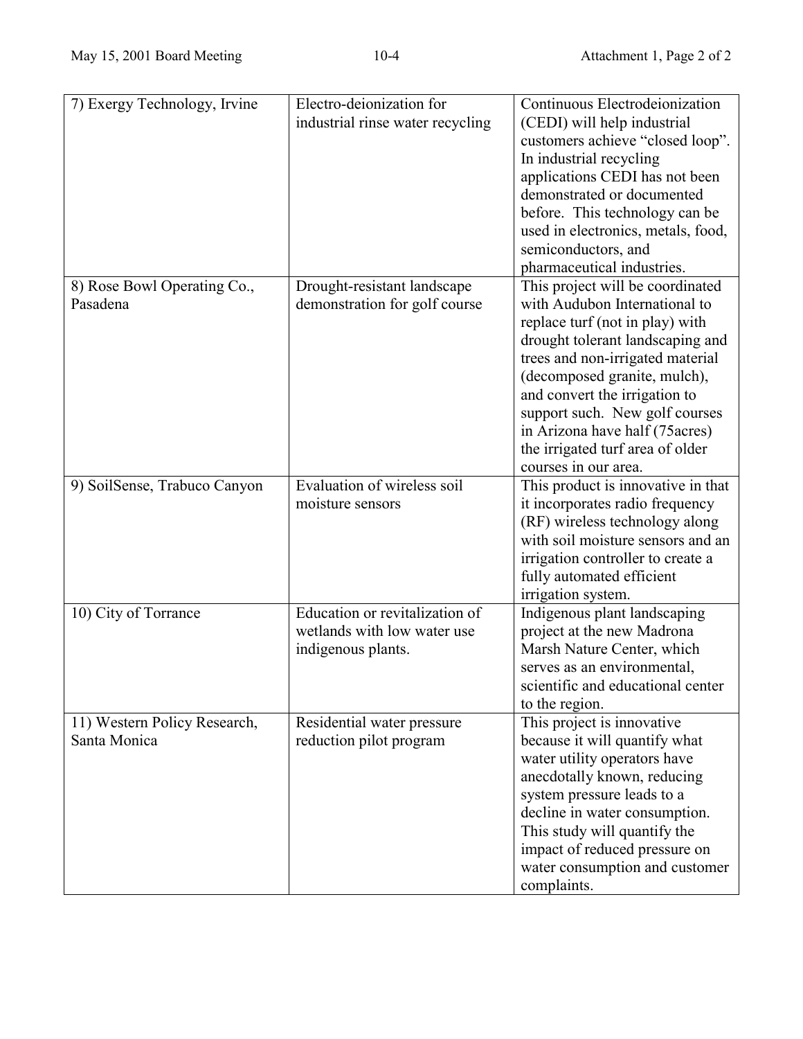| | | |
|---|---|---|
| 7) Exergy Technology, Irvine | Electro-deionization for industrial rinse water recycling | Continuous Electrodeionization (CEDI) will help industrial customers achieve "closed loop". In industrial recycling applications CEDI has not been demonstrated or documented before. This technology can be used in electronics, metals, food, semiconductors, and pharmaceutical industries. |
| 8) Rose Bowl Operating Co., Pasadena | Drought-resistant landscape demonstration for golf course | This project will be coordinated with Audubon International to replace turf (not in play) with drought tolerant landscaping and trees and non-irrigated material (decomposed granite, mulch), and convert the irrigation to support such. New golf courses in Arizona have half (75acres) the irrigated turf area of older courses in our area. |
| 9) SoilSense, Trabuco Canyon | Evaluation of wireless soil moisture sensors | This product is innovative in that it incorporates radio frequency (RF) wireless technology along with soil moisture sensors and an irrigation controller to create a fully automated efficient irrigation system. |
| 10) City of Torrance | Education or revitalization of wetlands with low water use indigenous plants. | Indigenous plant landscaping project at the new Madrona Marsh Nature Center, which serves as an environmental, scientific and educational center to the region. |
| 11) Western Policy Research, Santa Monica | Residential water pressure reduction pilot program | This project is innovative because it will quantify what water utility operators have anecdotally known, reducing system pressure leads to a decline in water consumption. This study will quantify the impact of reduced pressure on water consumption and customer complaints. |